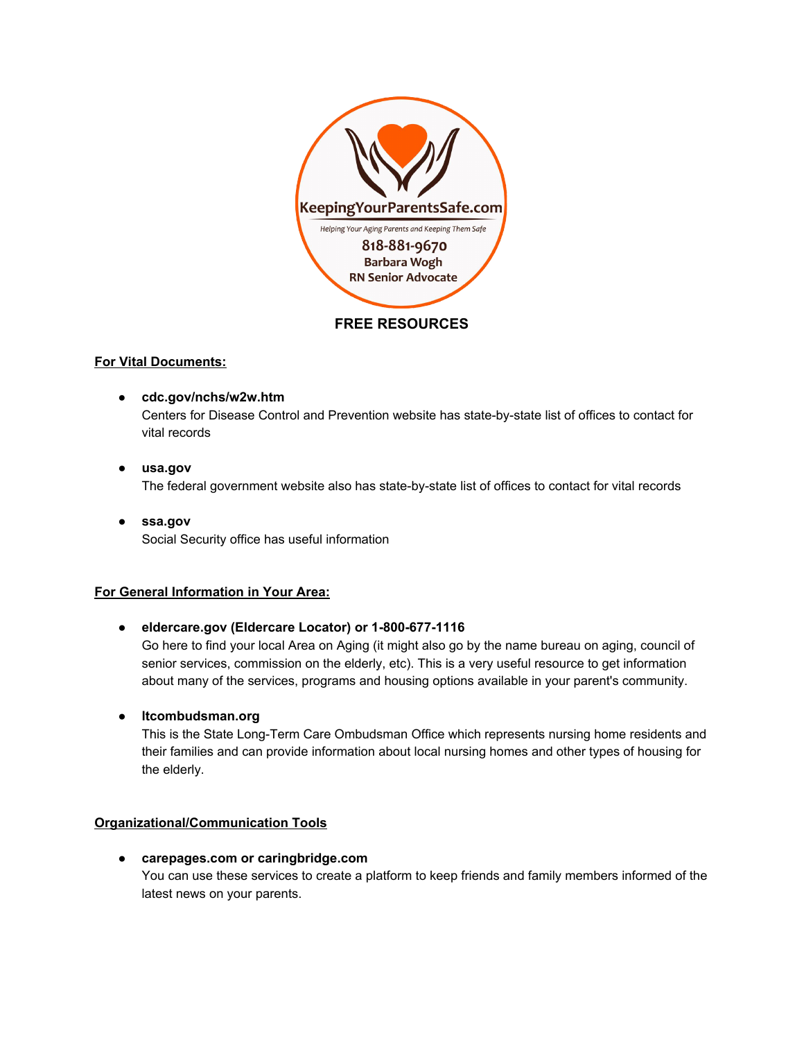KeepingYourParentsSafe.com

*Helping Your Aging Parents and Keeping Them Safe*

818-881-9670

**Barbara Wogh**

**RN Senior Advocate**

# FREE RESOURCES

## For Vital Documents:

- **cdc.gov/nchs/w2w.htm**
  Centers for Disease Control and Prevention website has state-by-state list of offices to contact for vital records

- **usa.gov**
  The federal government website also has state-by-state list of offices to contact for vital records

- **ssa.gov**
  Social Security office has useful information

## For General Information in Your Area:

- **eldercare.gov (Eldercare Locator) or 1-800-677-1116**
  Go here to find your local Area on Aging (it might also go by the name bureau on aging, council of senior services, commission on the elderly, etc). This is a very useful resource to get information about many of the services, programs and housing options available in your parent's community.

- **ltcombudsman.org**
  This is the State Long-Term Care Ombudsman Office which represents nursing home residents and their families and can provide information about local nursing homes and other types of housing for the elderly.

## Organizational/Communication Tools

- **carepages.com or caringbridge.com**
  You can use these services to create a platform to keep friends and family members informed of the latest news on your parents.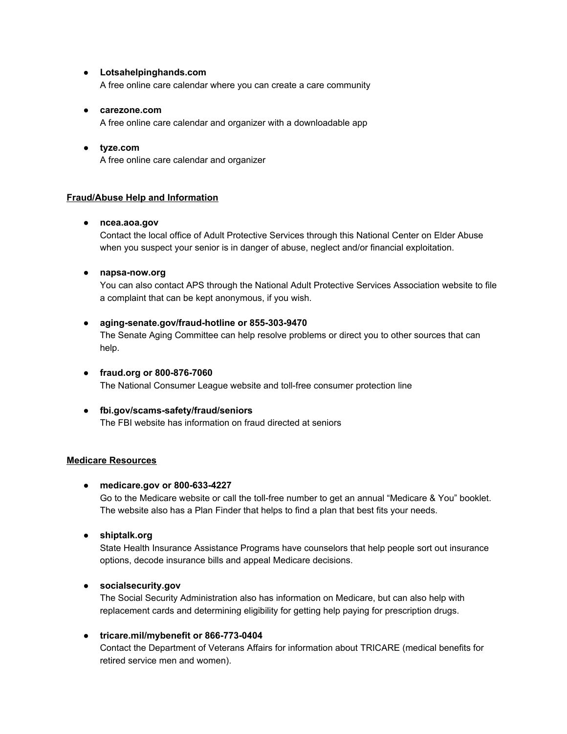- **Lotsahelpinghands.com**
  A free online care calendar where you can create a care community

- **carezone.com**
  A free online care calendar and organizer with a downloadable app

- **tyze.com**
  A free online care calendar and organizer

**Fraud/Abuse Help and Information**

- **ncea.aoa.gov**
  Contact the local office of Adult Protective Services through this National Center on Elder Abuse when you suspect your senior is in danger of abuse, neglect and/or financial exploitation.

- **napsa-now.org**
  You can also contact APS through the National Adult Protective Services Association website to file a complaint that can be kept anonymous, if you wish.

- **aging-senate.gov/fraud-hotline or 855-303-9470**
  The Senate Aging Committee can help resolve problems or direct you to other sources that can help.

- **fraud.org or 800-876-7060**
  The National Consumer League website and toll-free consumer protection line

- **fbi.gov/scams-safety/fraud/seniors**
  The FBI website has information on fraud directed at seniors

**Medicare Resources**

- **medicare.gov or 800-633-4227**
  Go to the Medicare website or call the toll-free number to get an annual "Medicare & You" booklet. The website also has a Plan Finder that helps to find a plan that best fits your needs.

- **shiptalk.org**
  State Health Insurance Assistance Programs have counselors that help people sort out insurance options, decode insurance bills and appeal Medicare decisions.

- **socialsecurity.gov**
  The Social Security Administration also has information on Medicare, but can also help with replacement cards and determining eligibility for getting help paying for prescription drugs.

- **tricare.mil/mybenefit or 866-773-0404**
  Contact the Department of Veterans Affairs for information about TRICARE (medical benefits for retired service men and women).